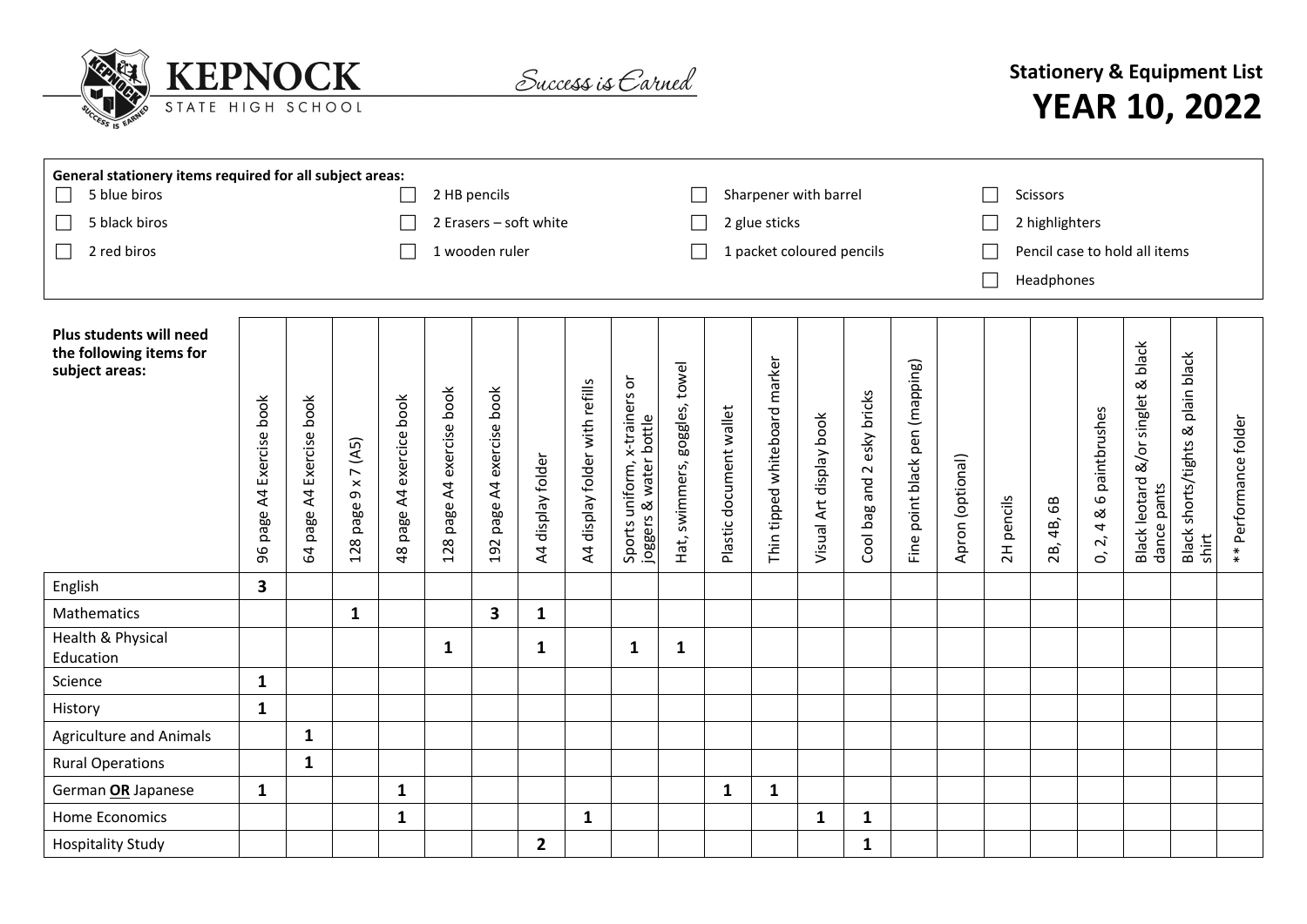# KEPNOCK STATE HIGH SCHOOL

*Success is Earned*

## Stationery & Equipment List
## YEAR 10, 2022

**General stationery items required for all subject areas:**

| | | | |
|---|---|---|---|
| ☐ 5 blue biros | ☐ 2 HB pencils | ☐ Sharpener with barrel | ☐ Scissors |
| ☐ 5 black biros | ☐ 2 Erasers – soft white | ☐ 2 glue sticks | ☐ 2 highlighters |
| ☐ 2 red biros | ☐ 1 wooden ruler | ☐ 1 packet coloured pencils | ☐ Pencil case to hold all items |
| | | | ☐ Headphones |

| **Plus students will need the following items for subject areas:** | 96 page A4 Exercise book | 64 page A4 Exercise book | 128 page 9 x 7 (A5) | 48 page A4 exercise book | 128 page A4 exercise book | 192 page A4 exercise book | A4 display folder | A4 display folder with refills | Sports uniform, x-trainers or joggers & water bottle | Hat, swimmers, goggles, towel | Plastic document wallet | Thin tipped whiteboard marker | Visual Art display book | Cool bag and 2 esky bricks | Fine point black pen (mapping) | Apron (optional) | 2H pencils | 2B, 4B, 6B | 0, 2, 4 & 6 paintbrushes | Black leotard &/or singlet & black dance pants | Black shorts/tights & plain black shirt | ** Performance folder |
|---|---|---|---|---|---|---|---|---|---|---|---|---|---|---|---|---|---|---|---|---|---|---|
| English | 3 | | | | | | | | | | | | | | | | | | | | | |
| Mathematics | | | 1 | | | 3 | 1 | | | | | | | | | | | | | | | |
| Health & Physical Education | | | | | 1 | | 1 | | 1 | 1 | | | | | | | | | | | | |
| Science | 1 | | | | | | | | | | | | | | | | | | | | | |
| History | 1 | | | | | | | | | | | | | | | | | | | | | |
| Agriculture and Animals | | 1 | | | | | | | | | | | | | | | | | | | | |
| Rural Operations | | 1 | | | | | | | | | | | | | | | | | | | | |
| German **OR** Japanese | 1 | | | 1 | | | | | | | 1 | 1 | | | | | | | | | | |
| Home Economics | | | | 1 | | | | 1 | | | | | 1 | 1 | | | | | | | | |
| Hospitality Study | | | | | | | 2 | | | | | | | 1 | | | | | | | | |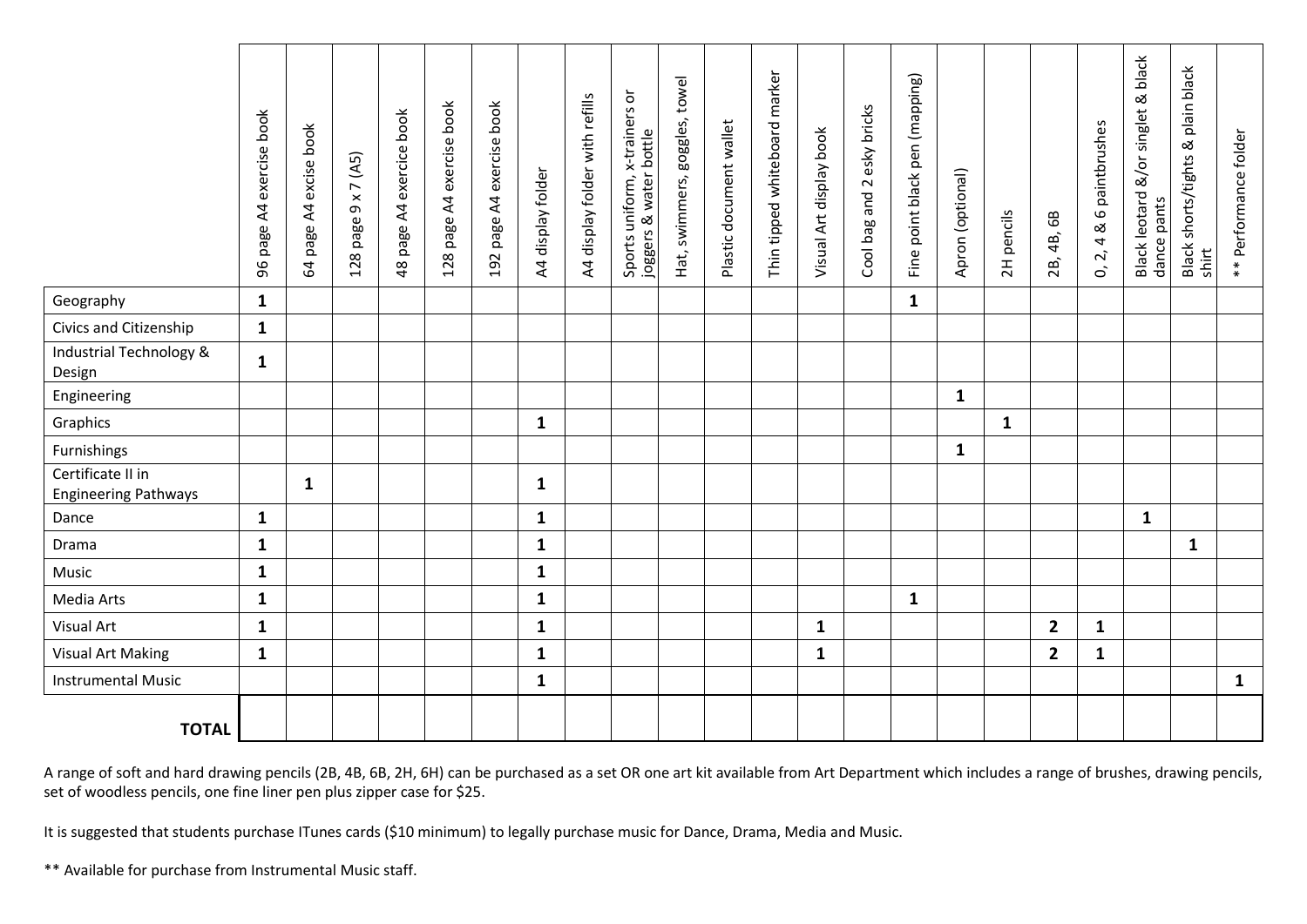| | 96 page A4 exercise book | 64 page A4 excise book | 128 page 9 x 7 (A5) | 48 page A4 exercice book | 128 page A4 exercise book | 192 page A4 exercise book | A4 display folder | A4 display folder with refills | Sports uniform, x-trainers or joggers & water bottle | Hat, swimmers, goggles, towel | Plastic document wallet | Thin tipped whiteboard marker | Visual Art display book | Cool bag and 2 esky bricks | Fine point black pen (mapping) | Apron (optional) | 2H pencils | 2B, 4B, 6B | 0, 2, 4 & 6 paintbrushes | Black leotard &/or singlet & black dance pants | Black shorts/tights & plain black shirt | ** Performance folder |
|---|---|---|---|---|---|---|---|---|---|---|---|---|---|---|---|---|---|---|---|---|---|---|
| Geography | **1** | | | | | | | | | | | | | | **1** | | | | | | | |
| Civics and Citizenship | **1** | | | | | | | | | | | | | | | | | | | | | |
| Industrial Technology & Design | **1** | | | | | | | | | | | | | | | | | | | | | |
| Engineering | | | | | | | | | | | | | | | | **1** | | | | | | |
| Graphics | | | | | | | **1** | | | | | | | | | | **1** | | | | | |
| Furnishings | | | | | | | | | | | | | | | | **1** | | | | | | |
| Certificate II in Engineering Pathways | | **1** | | | | | **1** | | | | | | | | | | | | | | | |
| Dance | **1** | | | | | | **1** | | | | | | | | | | | | | **1** | | |
| Drama | **1** | | | | | | **1** | | | | | | | | | | | | | | **1** | |
| Music | **1** | | | | | | **1** | | | | | | | | | | | | | | | |
| Media Arts | **1** | | | | | | **1** | | | | | | | | **1** | | | | | | | |
| Visual Art | **1** | | | | | | **1** | | | | | | **1** | | | | | **2** | **1** | | | |
| Visual Art Making | **1** | | | | | | **1** | | | | | | **1** | | | | | **2** | **1** | | | |
| Instrumental Music | | | | | | | **1** | | | | | | | | | | | | | | | **1** |
| **TOTAL** | | | | | | | | | | | | | | | | | | | | | | |

A range of soft and hard drawing pencils (2B, 4B, 6B, 2H, 6H) can be purchased as a set OR one art kit available from Art Department which includes a range of brushes, drawing pencils, set of woodless pencils, one fine liner pen plus zipper case for $25.

It is suggested that students purchase ITunes cards ($10 minimum) to legally purchase music for Dance, Drama, Media and Music.

** Available for purchase from Instrumental Music staff.